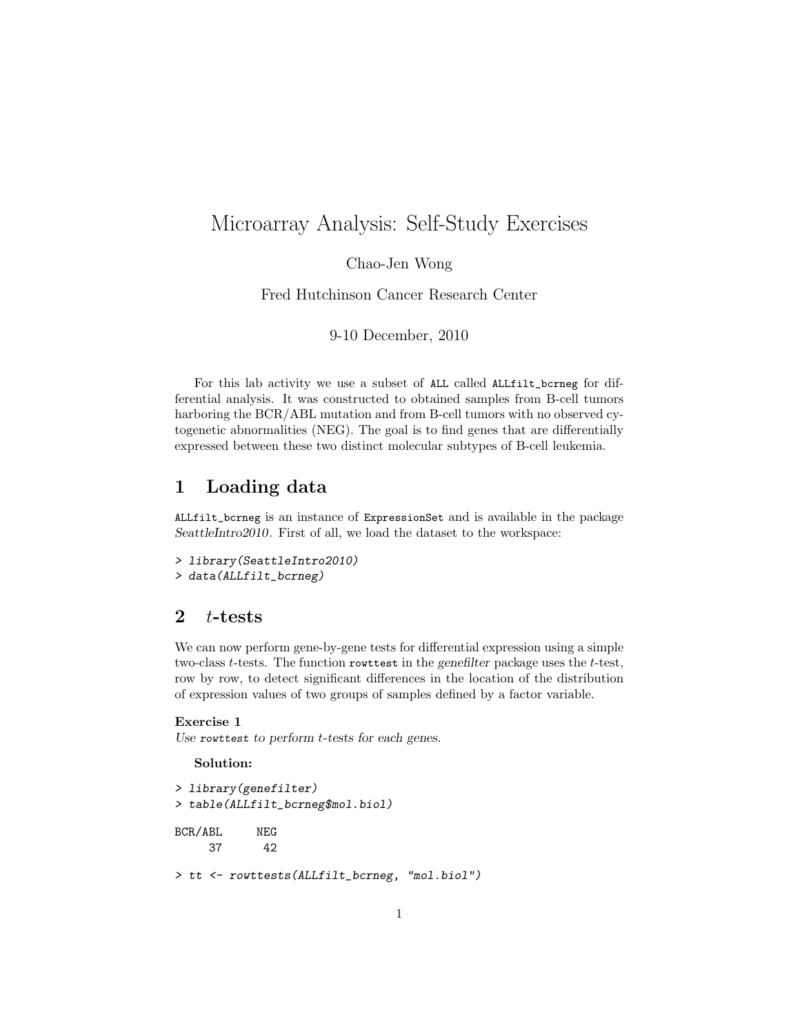# Microarray Analysis: Self-Study Exercises

Chao-Jen Wong

Fred Hutchinson Cancer Research Center

9-10 December, 2010

For this lab activity we use a subset of ALL called ALLfilt_bcrneg for differential analysis. It was constructed to obtained samples from B-cell tumors harboring the BCR/ABL mutation and from B-cell tumors with no observed cytogenetic abnormalities (NEG). The goal is to find genes that are differentially expressed between these two distinct molecular subtypes of B-cell leukemia.

## 1 Loading data

ALLfilt_bcrneg is an instance of ExpressionSet and is available in the package *SeattleIntro2010*. First of all, we load the dataset to the workspace:

```
> library(SeattleIntro2010)
> data(ALLfilt_bcrneg)
```

## 2 $t$-tests

We can now perform gene-by-gene tests for differential expression using a simple two-class $t$-tests. The function rowttest in the *genefilter* package uses the $t$-test, row by row, to detect significant differences in the location of the distribution of expression values of two groups of samples defined by a factor variable.

**Exercise 1**
*Use* rowttest *to perform t-tests for each genes.*

**Solution:**

```
> library(genefilter)
> table(ALLfilt_bcrneg$mol.biol)

BCR/ABL     NEG
     37      42

> tt <- rowttests(ALLfilt_bcrneg, "mol.biol")
```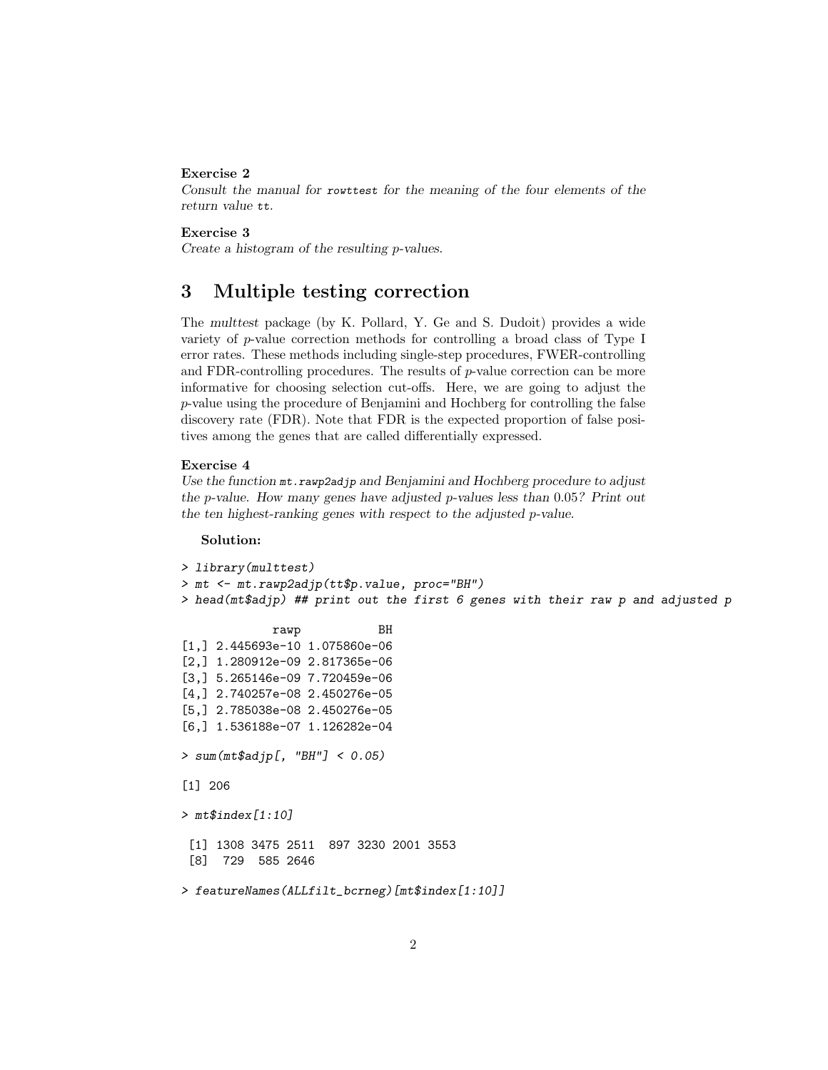**Exercise 2**
*Consult the manual for `rowttest` for the meaning of the four elements of the return value `tt`.*

**Exercise 3**
*Create a histogram of the resulting p-values.*

## 3 Multiple testing correction

The *multtest* package (by K. Pollard, Y. Ge and S. Dudoit) provides a wide variety of $p$-value correction methods for controlling a broad class of Type I error rates. These methods including single-step procedures, FWER-controlling and FDR-controlling procedures. The results of $p$-value correction can be more informative for choosing selection cut-offs. Here, we are going to adjust the $p$-value using the procedure of Benjamini and Hochberg for controlling the false discovery rate (FDR). Note that FDR is the expected proportion of false positives among the genes that are called differentially expressed.

**Exercise 4**
*Use the function `mt.rawp2adjp` and Benjamini and Hochberg procedure to adjust the p-value. How many genes have adjusted p-values less than 0.05? Print out the ten highest-ranking genes with respect to the adjusted p-value.*

**Solution:**

```
> library(multtest)
> mt <- mt.rawp2adjp(tt$p.value, proc="BH")
> head(mt$adjp) ## print out the first 6 genes with their raw p and adjusted p

             rawp           BH
[1,] 2.445693e-10 1.075860e-06
[2,] 1.280912e-09 2.817365e-06
[3,] 5.265146e-09 7.720459e-06
[4,] 2.740257e-08 2.450276e-05
[5,] 2.785038e-08 2.450276e-05
[6,] 1.536188e-07 1.126282e-04

> sum(mt$adjp[, "BH"] < 0.05)

[1] 206

> mt$index[1:10]

 [1] 1308 3475 2511  897 3230 2001 3553
 [8]  729  585 2646

> featureNames(ALLfilt_bcrneg)[mt$index[1:10]]
```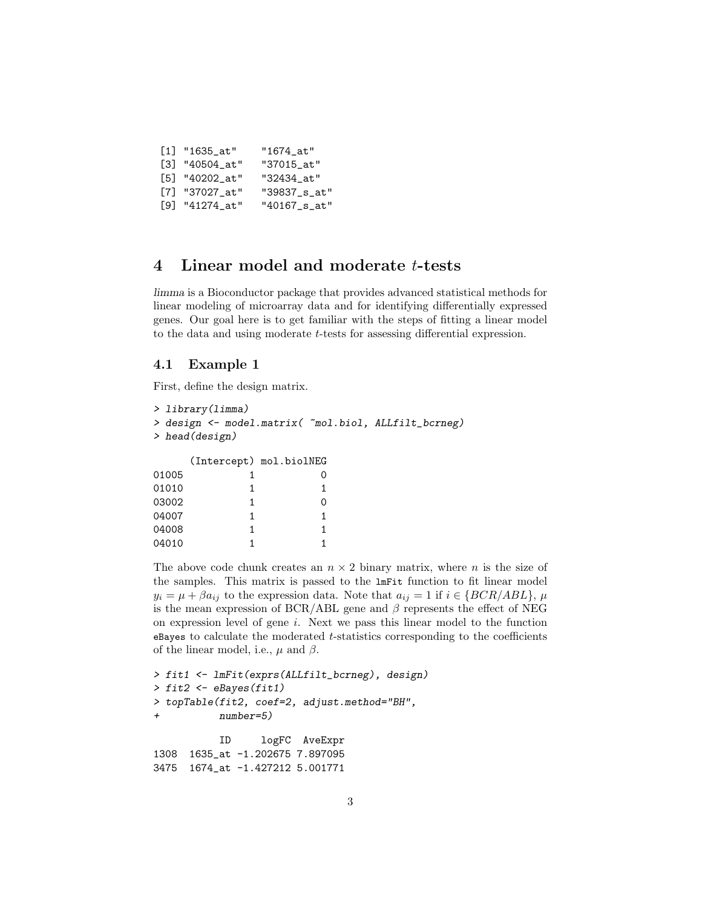```
 [1] "1635_at"    "1674_at"
 [3] "40504_at"   "37015_at"
 [5] "40202_at"   "32434_at"
 [7] "37027_at"   "39837_s_at"
 [9] "41274_at"   "40167_s_at"
```

# 4 Linear model and moderate $t$-tests

*limma* is a Bioconductor package that provides advanced statistical methods for linear modeling of microarray data and for identifying differentially expressed genes. Our goal here is to get familiar with the steps of fitting a linear model to the data and using moderate $t$-tests for assessing differential expression.

## 4.1 Example 1

First, define the design matrix.

```
> library(limma)
> design <- model.matrix( ~mol.biol, ALLfilt_bcrneg)
> head(design)

      (Intercept) mol.biolNEG
01005           1           0
01010           1           1
03002           1           0
04007           1           1
04008           1           1
04010           1           1
```

The above code chunk creates an $n \times 2$ binary matrix, where $n$ is the size of the samples. This matrix is passed to the `lmFit` function to fit linear model $y_i = \mu + \beta a_{ij}$ to the expression data. Note that $a_{ij} = 1$ if $i \in \{BCR/ABL\}$, $\mu$ is the mean expression of BCR/ABL gene and $\beta$ represents the effect of NEG on expression level of gene $i$. Next we pass this linear model to the function `eBayes` to calculate the moderated $t$-statistics corresponding to the coefficients of the linear model, i.e., $\mu$ and $\beta$.

```
> fit1 <- lmFit(exprs(ALLfilt_bcrneg), design)
> fit2 <- eBayes(fit1)
> topTable(fit2, coef=2, adjust.method="BH",
+          number=5)

          ID     logFC  AveExpr
1308  1635_at -1.202675 7.897095
3475  1674_at -1.427212 5.001771
```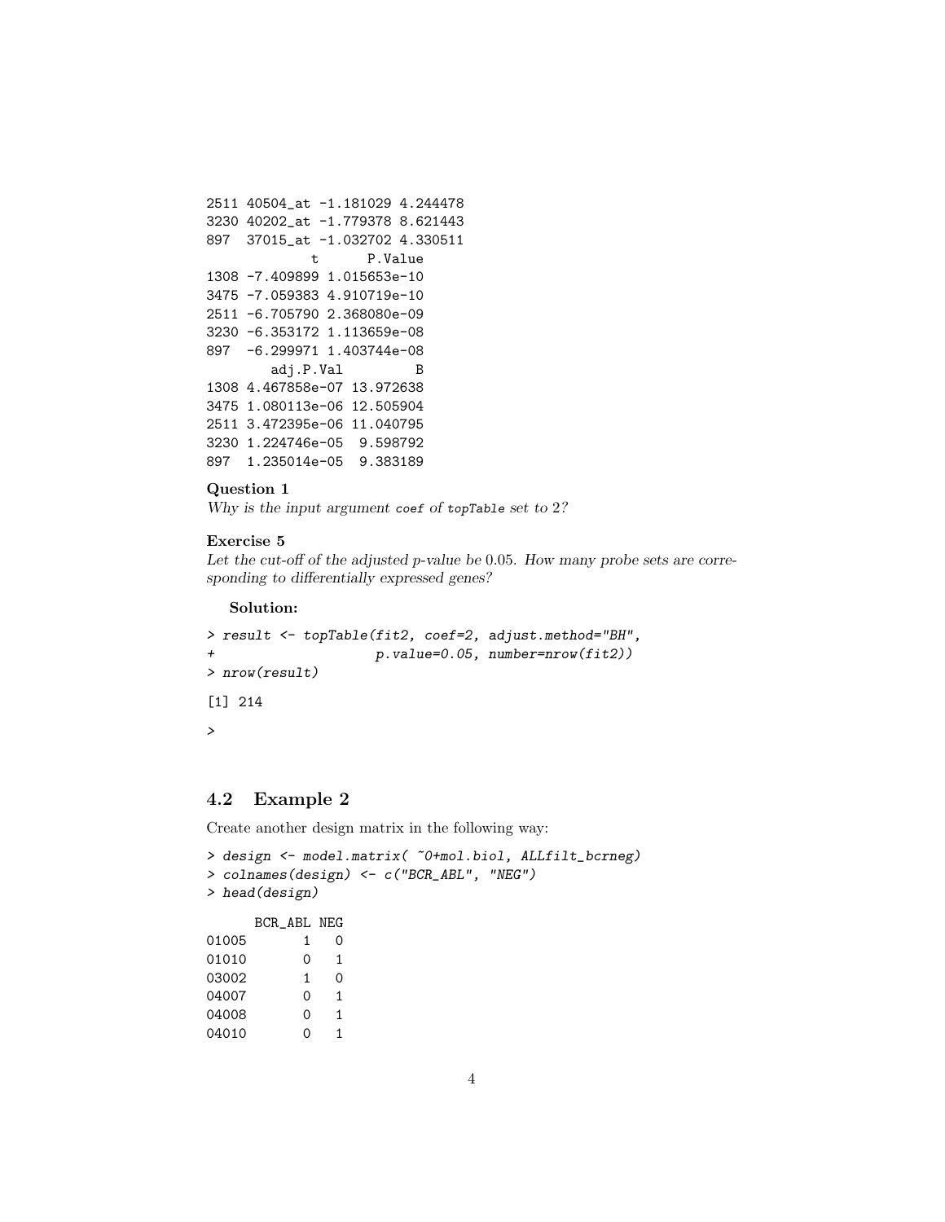```
2511 40504_at -1.181029 4.244478
3230 40202_at -1.779378 8.621443
897  37015_at -1.032702 4.330511
             t      P.Value
1308 -7.409899 1.015653e-10
3475 -7.059383 4.910719e-10
2511 -6.705790 2.368080e-09
3230 -6.353172 1.113659e-08
897  -6.299971 1.403744e-08
        adj.P.Val         B
1308 4.467858e-07 13.972638
3475 1.080113e-06 12.505904
2511 3.472395e-06 11.040795
3230 1.224746e-05  9.598792
897  1.235014e-05  9.383189
```

**Question 1**
*Why is the input argument `coef` of `topTable` set to 2?*

**Exercise 5**
*Let the cut-off of the adjusted p-value be 0.05. How many probe sets are corresponding to differentially expressed genes?*

**Solution:**

```
> result <- topTable(fit2, coef=2, adjust.method="BH",
+                    p.value=0.05, number=nrow(fit2))
> nrow(result)

[1] 214

>
```

## 4.2 Example 2

Create another design matrix in the following way:

```
> design <- model.matrix( ~0+mol.biol, ALLfilt_bcrneg)
> colnames(design) <- c("BCR_ABL", "NEG")
> head(design)

      BCR_ABL NEG
01005       1   0
01010       0   1
03002       1   0
04007       0   1
04008       0   1
04010       0   1
```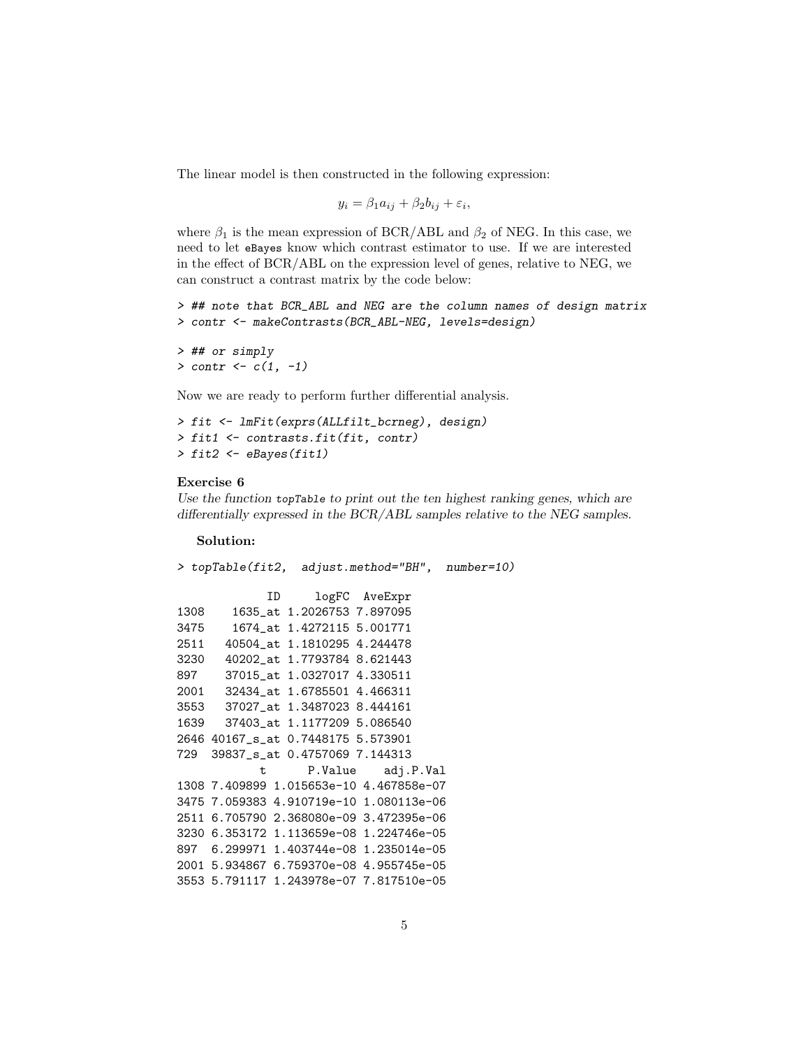The linear model is then constructed in the following expression:

$$y_i = \beta_1 a_{ij} + \beta_2 b_{ij} + \varepsilon_i,$$

where $\beta_1$ is the mean expression of BCR/ABL and $\beta_2$ of NEG. In this case, we need to let `eBayes` know which contrast estimator to use. If we are interested in the effect of BCR/ABL on the expression level of genes, relative to NEG, we can construct a contrast matrix by the code below:

```
> ## note that BCR_ABL and NEG are the column names of design matrix
> contr <- makeContrasts(BCR_ABL-NEG, levels=design)

> ## or simply
> contr <- c(1, -1)
```

Now we are ready to perform further differential analysis.

```
> fit <- lmFit(exprs(ALLfilt_bcrneg), design)
> fit1 <- contrasts.fit(fit, contr)
> fit2 <- eBayes(fit1)
```

**Exercise 6**

*Use the function `topTable` to print out the ten highest ranking genes, which are differentially expressed in the BCR/ABL samples relative to the NEG samples.*

**Solution:**

```
> topTable(fit2,  adjust.method="BH",  number=10)

             ID     logFC  AveExpr
1308    1635_at 1.2026753 7.897095
3475    1674_at 1.4272115 5.001771
2511   40504_at 1.1810295 4.244478
3230   40202_at 1.7793784 8.621443
897    37015_at 1.0327017 4.330511
2001   32434_at 1.6785501 4.466311
3553   37027_at 1.3487023 8.444161
1639   37403_at 1.1177209 5.086540
2646 40167_s_at 0.7448175 5.573901
729  39837_s_at 0.4757069 7.144313
            t      P.Value    adj.P.Val
1308 7.409899 1.015653e-10 4.467858e-07
3475 7.059383 4.910719e-10 1.080113e-06
2511 6.705790 2.368080e-09 3.472395e-06
3230 6.353172 1.113659e-08 1.224746e-05
897  6.299971 1.403744e-08 1.235014e-05
2001 5.934867 6.759370e-08 4.955745e-05
3553 5.791117 1.243978e-07 7.817510e-05
```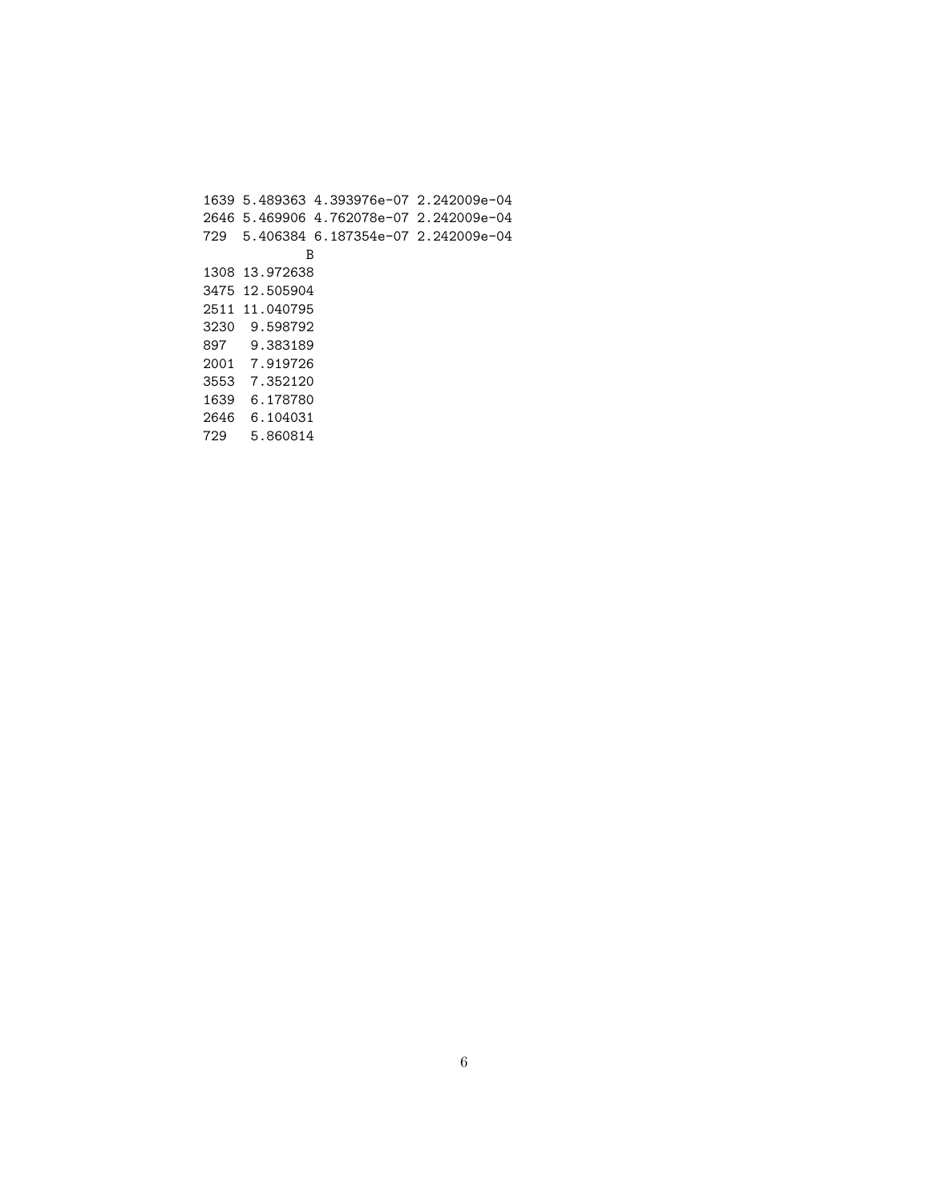```
1639 5.489363 4.393976e-07 2.242009e-04
2646 5.469906 4.762078e-07 2.242009e-04
729  5.406384 6.187354e-07 2.242009e-04
             B
1308 13.972638
3475 12.505904
2511 11.040795
3230  9.598792
897   9.383189
2001  7.919726
3553  7.352120
1639  6.178780
2646  6.104031
729   5.860814
```